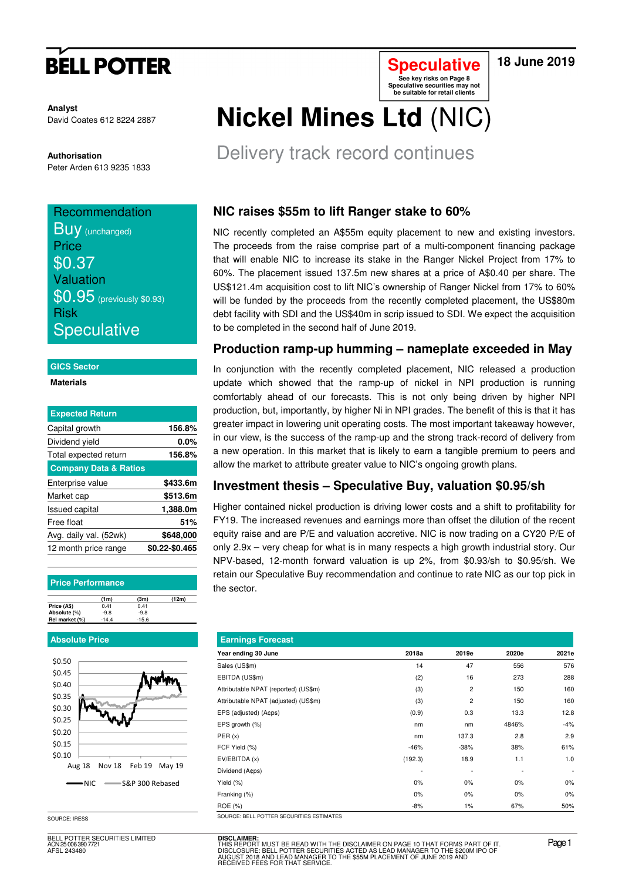# BELL POTTER

**Speculative**
See key risks on Page 8
Speculative securities may not be suitable for retail clients

18 June 2019

**Analyst**
David Coates 612 8224 2887

**Authorisation**
Peter Arden 613 9235 1833

# Nickel Mines Ltd (NIC)

## Delivery track record continues

Recommendation
Buy (unchanged)
Price
$0.37
Valuation
$0.95 (previously $0.93)
Risk
Speculative

**GICS Sector**

**Materials**

| Expected Return | |
|---|---|
| Capital growth | 156.8% |
| Dividend yield | 0.0% |
| Total expected return | 156.8% |
| **Company Data & Ratios** | |
| Enterprise value | $433.6m |
| Market cap | $513.6m |
| Issued capital | 1,388.0m |
| Free float | 51% |
| Avg. daily val. (52wk) | $648,000 |
| 12 month price range | $0.22-$0.465 |

**Price Performance**

| | (1m) | (3m) | (12m) |
|---|---|---|---|
| Price (A$) | 0.41 | 0.41 | |
| Absolute (%) | -9.8 | -9.8 | |
| Rel market (%) | -14.4 | -15.6 | |

**Absolute Price**

NIC — S&P 300 Rebased

SOURCE: IRESS

## NIC raises $55m to lift Ranger stake to 60%

NIC recently completed an A$55m equity placement to new and existing investors. The proceeds from the raise comprise part of a multi-component financing package that will enable NIC to increase its stake in the Ranger Nickel Project from 17% to 60%. The placement issued 137.5m new shares at a price of A$0.40 per share. The US$121.4m acquisition cost to lift NIC's ownership of Ranger Nickel from 17% to 60% will be funded by the proceeds from the recently completed placement, the US$80m debt facility with SDI and the US$40m in scrip issued to SDI. We expect the acquisition to be completed in the second half of June 2019.

## Production ramp-up humming – nameplate exceeded in May

In conjunction with the recently completed placement, NIC released a production update which showed that the ramp-up of nickel in NPI production is running comfortably ahead of our forecasts. This is not only being driven by higher NPI production, but, importantly, by higher Ni in NPI grades. The benefit of this is that it has greater impact in lowering unit operating costs. The most important takeaway however, in our view, is the success of the ramp-up and the strong track-record of delivery from a new operation. In this market that is likely to earn a tangible premium to peers and allow the market to attribute greater value to NIC's ongoing growth plans.

## Investment thesis – Speculative Buy, valuation $0.95/sh

Higher contained nickel production is driving lower costs and a shift to profitability for FY19. The increased revenues and earnings more than offset the dilution of the recent equity raise and are P/E and valuation accretive. NIC is now trading on a CY20 P/E of only 2.9x – very cheap for what is in many respects a high growth industrial story. Our NPV-based, 12-month forward valuation is up 2%, from $0.93/sh to $0.95/sh. We retain our Speculative Buy recommendation and continue to rate NIC as our top pick in the sector.

**Earnings Forecast**

| Year ending 30 June | 2018a | 2019e | 2020e | 2021e |
|---|---|---|---|---|
| Sales (US$m) | 14 | 47 | 556 | 576 |
| EBITDA (US$m) | (2) | 16 | 273 | 288 |
| Attributable NPAT (reported) (US$m) | (3) | 2 | 150 | 160 |
| Attributable NPAT (adjusted) (US$m) | (3) | 2 | 150 | 160 |
| EPS (adjusted) (A¢ps) | (0.9) | 0.3 | 13.3 | 12.8 |
| EPS growth (%) | nm | nm | 4846% | -4% |
| PER (x) | nm | 137.3 | 2.8 | 2.9 |
| FCF Yield (%) | -46% | -38% | 38% | 61% |
| EV/EBITDA (x) | (192.3) | 18.9 | 1.1 | 1.0 |
| Dividend (A¢ps) | - | - | - | - |
| Yield (%) | 0% | 0% | 0% | 0% |
| Franking (%) | 0% | 0% | 0% | 0% |
| ROE (%) | -8% | 1% | 67% | 50% |

SOURCE: BELL POTTER SECURITIES ESTIMATES

BELL POTTER SECURITIES LIMITED
ACN 25 006 390 7721
AFSL 243480

**DISCLAIMER:**
THIS REPORT MUST BE READ WITH THE DISCLAIMER ON PAGE 10 THAT FORMS PART OF IT.
DISCLOSURE: BELL POTTER SECURITIES ACTED AS LEAD MANAGER TO THE $200M IPO OF AUGUST 2018 AND LEAD MANAGER TO THE $55M PLACEMENT OF JUNE 2019 AND RECEIVED FEES FOR THAT SERVICE.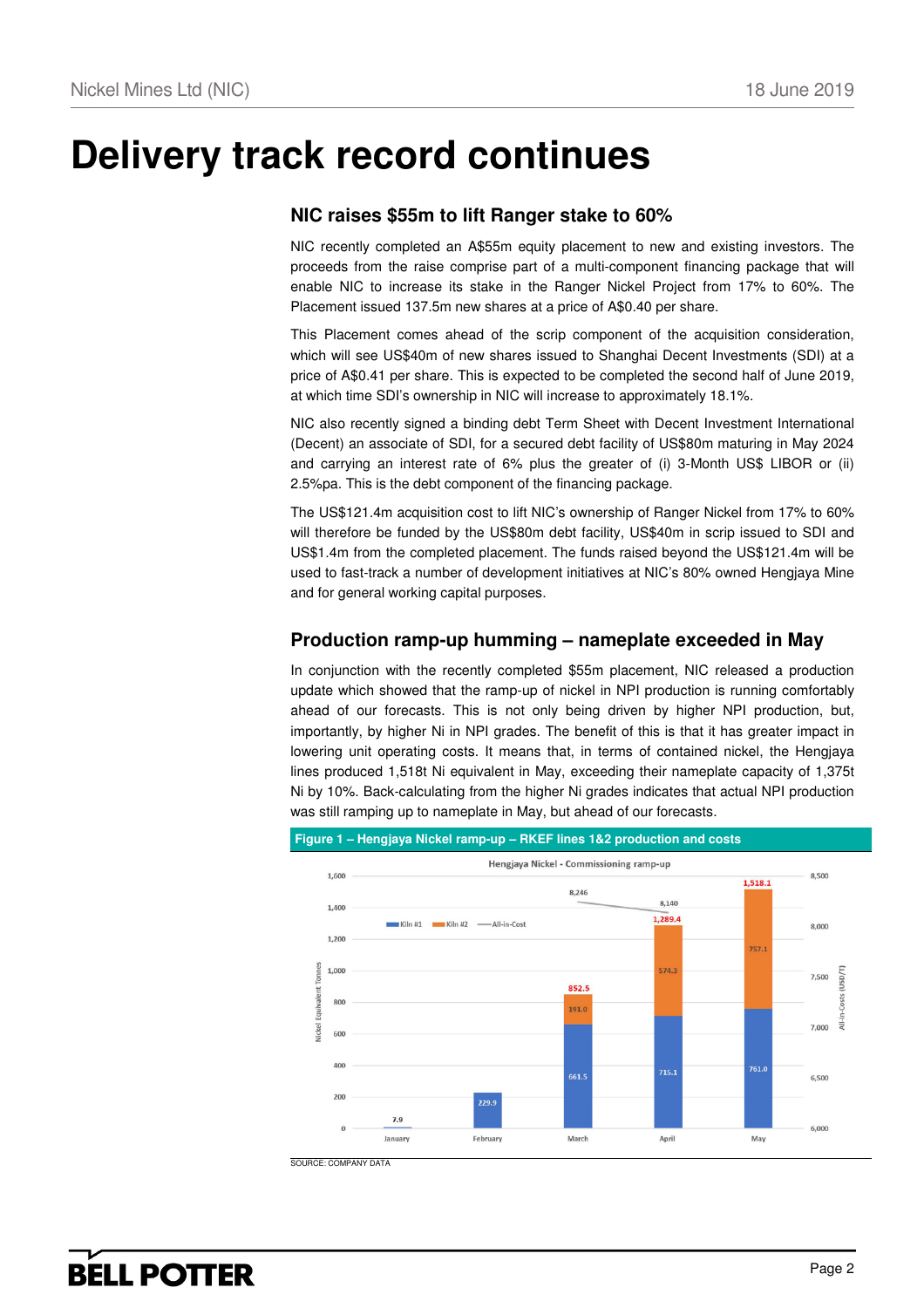# Delivery track record continues

## NIC raises $55m to lift Ranger stake to 60%

NIC recently completed an A$55m equity placement to new and existing investors. The proceeds from the raise comprise part of a multi-component financing package that will enable NIC to increase its stake in the Ranger Nickel Project from 17% to 60%. The Placement issued 137.5m new shares at a price of A$0.40 per share.

This Placement comes ahead of the scrip component of the acquisition consideration, which will see US$40m of new shares issued to Shanghai Decent Investments (SDI) at a price of A$0.41 per share. This is expected to be completed the second half of June 2019, at which time SDI's ownership in NIC will increase to approximately 18.1%.

NIC also recently signed a binding debt Term Sheet with Decent Investment International (Decent) an associate of SDI, for a secured debt facility of US$80m maturing in May 2024 and carrying an interest rate of 6% plus the greater of (i) 3-Month US$ LIBOR or (ii) 2.5%pa. This is the debt component of the financing package.

The US$121.4m acquisition cost to lift NIC's ownership of Ranger Nickel from 17% to 60% will therefore be funded by the US$80m debt facility, US$40m in scrip issued to SDI and US$1.4m from the completed placement. The funds raised beyond the US$121.4m will be used to fast-track a number of development initiatives at NIC's 80% owned Hengjaya Mine and for general working capital purposes.

## Production ramp-up humming – nameplate exceeded in May

In conjunction with the recently completed $55m placement, NIC released a production update which showed that the ramp-up of nickel in NPI production is running comfortably ahead of our forecasts. This is not only being driven by higher NPI production, but, importantly, by higher Ni in NPI grades. The benefit of this is that it has greater impact in lowering unit operating costs. It means that, in terms of contained nickel, the Hengjaya lines produced 1,518t Ni equivalent in May, exceeding their nameplate capacity of 1,375t Ni by 10%. Back-calculating from the higher Ni grades indicates that actual NPI production was still ramping up to nameplate in May, but ahead of our forecasts.

**Figure 1 – Hengjaya Nickel ramp-up – RKEF lines 1&2 production and costs**

Hengjaya Nickel - Commissioning ramp-up

| Month | Kiln #1 | Kiln #2 | Total (Nickel Equivalent Tonnes) | All-in-Cost (USD/T) |
|---|---|---|---|---|
| January | 7.9 | | 7.9 | |
| February | 229.9 | | 229.9 | |
| March | 661.5 | 191.0 | 852.5 | 8,246 |
| April | 715.1 | 574.3 | 1,289.4 | 8,140 |
| May | 761.0 | 757.1 | 1,518.1 | |

SOURCE: COMPANY DATA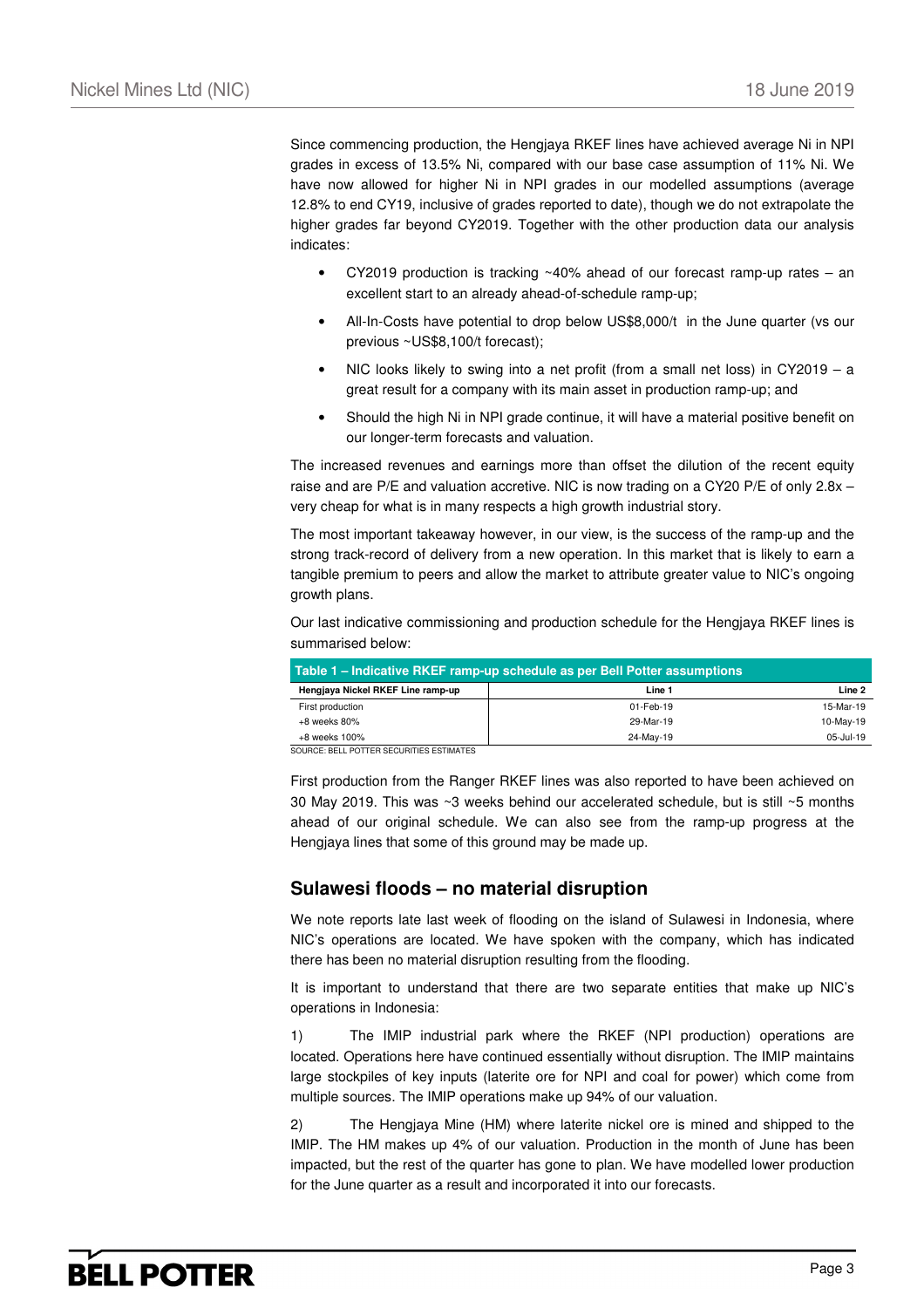Since commencing production, the Hengjaya RKEF lines have achieved average Ni in NPI grades in excess of 13.5% Ni, compared with our base case assumption of 11% Ni. We have now allowed for higher Ni in NPI grades in our modelled assumptions (average 12.8% to end CY19, inclusive of grades reported to date), though we do not extrapolate the higher grades far beyond CY2019. Together with the other production data our analysis indicates:

- CY2019 production is tracking ~40% ahead of our forecast ramp-up rates – an excellent start to an already ahead-of-schedule ramp-up;
- All-In-Costs have potential to drop below US$8,000/t in the June quarter (vs our previous ~US$8,100/t forecast);
- NIC looks likely to swing into a net profit (from a small net loss) in CY2019 – a great result for a company with its main asset in production ramp-up; and
- Should the high Ni in NPI grade continue, it will have a material positive benefit on our longer-term forecasts and valuation.

The increased revenues and earnings more than offset the dilution of the recent equity raise and are P/E and valuation accretive. NIC is now trading on a CY20 P/E of only 2.8x – very cheap for what is in many respects a high growth industrial story.

The most important takeaway however, in our view, is the success of the ramp-up and the strong track-record of delivery from a new operation. In this market that is likely to earn a tangible premium to peers and allow the market to attribute greater value to NIC's ongoing growth plans.

Our last indicative commissioning and production schedule for the Hengjaya RKEF lines is summarised below:

**Table 1 – Indicative RKEF ramp-up schedule as per Bell Potter assumptions**

| Hengjaya Nickel RKEF Line ramp-up | Line 1 | Line 2 |
|---|---|---|
| First production | 01-Feb-19 | 15-Mar-19 |
| +8 weeks 80% | 29-Mar-19 | 10-May-19 |
| +8 weeks 100% | 24-May-19 | 05-Jul-19 |

SOURCE: BELL POTTER SECURITIES ESTIMATES

First production from the Ranger RKEF lines was also reported to have been achieved on 30 May 2019. This was ~3 weeks behind our accelerated schedule, but is still ~5 months ahead of our original schedule. We can also see from the ramp-up progress at the Hengjaya lines that some of this ground may be made up.

## Sulawesi floods – no material disruption

We note reports late last week of flooding on the island of Sulawesi in Indonesia, where NIC's operations are located. We have spoken with the company, which has indicated there has been no material disruption resulting from the flooding.

It is important to understand that there are two separate entities that make up NIC's operations in Indonesia:

1) The IMIP industrial park where the RKEF (NPI production) operations are located. Operations here have continued essentially without disruption. The IMIP maintains large stockpiles of key inputs (laterite ore for NPI and coal for power) which come from multiple sources. The IMIP operations make up 94% of our valuation.

2) The Hengjaya Mine (HM) where laterite nickel ore is mined and shipped to the IMIP. The HM makes up 4% of our valuation. Production in the month of June has been impacted, but the rest of the quarter has gone to plan. We have modelled lower production for the June quarter as a result and incorporated it into our forecasts.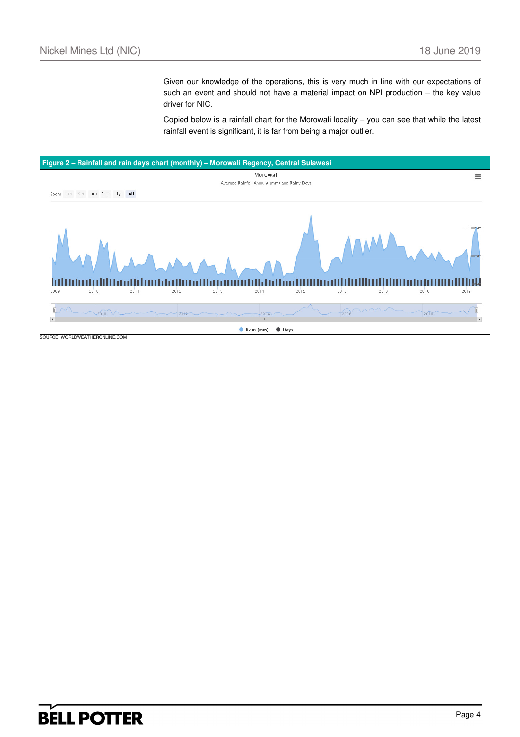Given our knowledge of the operations, this is very much in line with our expectations of such an event and should not have a material impact on NPI production – the key value driver for NIC.

Copied below is a rainfall chart for the Morowali locality – you can see that while the latest rainfall event is significant, it is far from being a major outlier.

**Figure 2 – Rainfall and rain days chart (monthly) – Morowali Regency, Central Sulawesi**

SOURCE: WORLDWEATHERONLINE.COM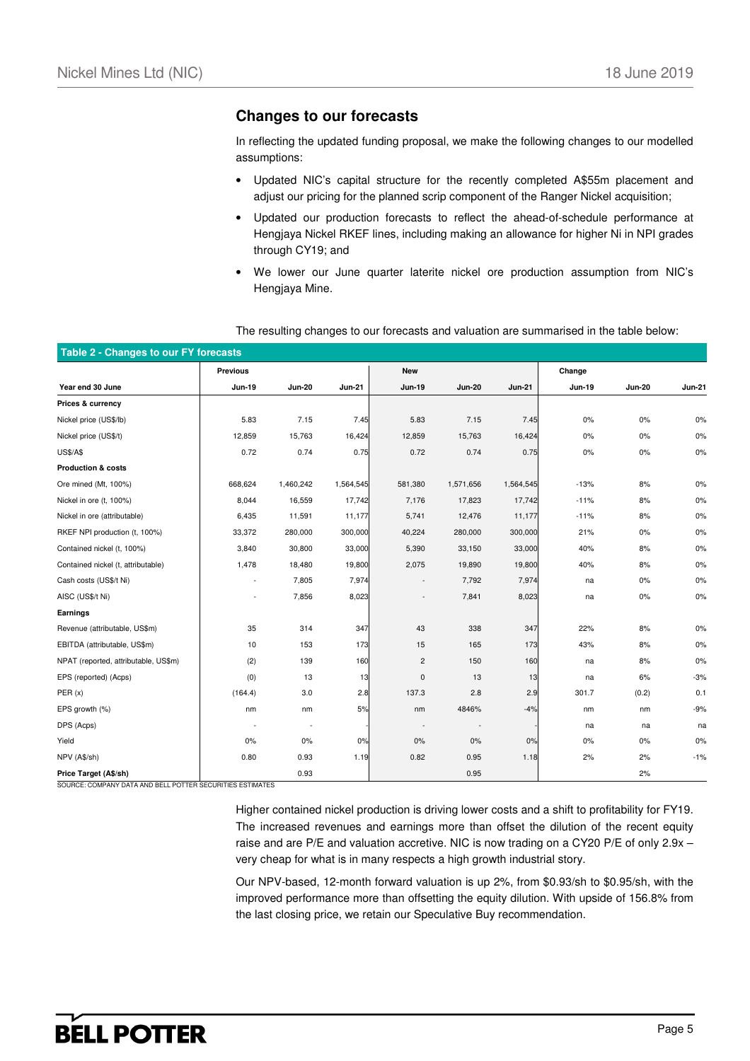## Changes to our forecasts

In reflecting the updated funding proposal, we make the following changes to our modelled assumptions:

- Updated NIC's capital structure for the recently completed A$55m placement and adjust our pricing for the planned scrip component of the Ranger Nickel acquisition;
- Updated our production forecasts to reflect the ahead-of-schedule performance at Hengjaya Nickel RKEF lines, including making an allowance for higher Ni in NPI grades through CY19; and
- We lower our June quarter laterite nickel ore production assumption from NIC's Hengjaya Mine.

The resulting changes to our forecasts and valuation are summarised in the table below:

**Table 2 - Changes to our FY forecasts**

| | Previous | | | New | | | Change | | |
|---|---|---|---|---|---|---|---|---|---|
| Year end 30 June | Jun-19 | Jun-20 | Jun-21 | Jun-19 | Jun-20 | Jun-21 | Jun-19 | Jun-20 | Jun-21 |
| **Prices & currency** | | | | | | | | | |
| Nickel price (US$/lb) | 5.83 | 7.15 | 7.45 | 5.83 | 7.15 | 7.45 | 0% | 0% | 0% |
| Nickel price (US$/t) | 12,859 | 15,763 | 16,424 | 12,859 | 15,763 | 16,424 | 0% | 0% | 0% |
| US$/A$ | 0.72 | 0.74 | 0.75 | 0.72 | 0.74 | 0.75 | 0% | 0% | 0% |
| **Production & costs** | | | | | | | | | |
| Ore mined (Mt, 100%) | 668,624 | 1,460,242 | 1,564,545 | 581,380 | 1,571,656 | 1,564,545 | -13% | 8% | 0% |
| Nickel in ore (t, 100%) | 8,044 | 16,559 | 17,742 | 7,176 | 17,823 | 17,742 | -11% | 8% | 0% |
| Nickel in ore (attributable) | 6,435 | 11,591 | 11,177 | 5,741 | 12,476 | 11,177 | -11% | 8% | 0% |
| RKEF NPI production (t, 100%) | 33,372 | 280,000 | 300,000 | 40,224 | 280,000 | 300,000 | 21% | 0% | 0% |
| Contained nickel (t, 100%) | 3,840 | 30,800 | 33,000 | 5,390 | 33,150 | 33,000 | 40% | 8% | 0% |
| Contained nickel (t, attributable) | 1,478 | 18,480 | 19,800 | 2,075 | 19,890 | 19,800 | 40% | 8% | 0% |
| Cash costs (US$/t Ni) | - | 7,805 | 7,974 | - | 7,792 | 7,974 | na | 0% | 0% |
| AISC (US$/t Ni) | - | 7,856 | 8,023 | - | 7,841 | 8,023 | na | 0% | 0% |
| **Earnings** | | | | | | | | | |
| Revenue (attributable, US$m) | 35 | 314 | 347 | 43 | 338 | 347 | 22% | 8% | 0% |
| EBITDA (attributable, US$m) | 10 | 153 | 173 | 15 | 165 | 173 | 43% | 8% | 0% |
| NPAT (reported, attributable, US$m) | (2) | 139 | 160 | 2 | 150 | 160 | na | 8% | 0% |
| EPS (reported) (Acps) | (0) | 13 | 13 | 0 | 13 | 13 | na | 6% | -3% |
| PER (x) | (164.4) | 3.0 | 2.8 | 137.3 | 2.8 | 2.9 | 301.7 | (0.2) | 0.1 |
| EPS growth (%) | nm | nm | 5% | nm | 4846% | -4% | nm | nm | -9% |
| DPS (Acps) | - | - | - | - | - | - | na | na | na |
| Yield | 0% | 0% | 0% | 0% | 0% | 0% | 0% | 0% | 0% |
| NPV (A$/sh) | 0.80 | 0.93 | 1.19 | 0.82 | 0.95 | 1.18 | 2% | 2% | -1% |
| **Price Target (A$/sh)** | | 0.93 | | | 0.95 | | | 2% | |

SOURCE: COMPANY DATA AND BELL POTTER SECURITIES ESTIMATES

Higher contained nickel production is driving lower costs and a shift to profitability for FY19. The increased revenues and earnings more than offset the dilution of the recent equity raise and are P/E and valuation accretive. NIC is now trading on a CY20 P/E of only 2.9x – very cheap for what is in many respects a high growth industrial story.

Our NPV-based, 12-month forward valuation is up 2%, from $0.93/sh to $0.95/sh, with the improved performance more than offsetting the equity dilution. With upside of 156.8% from the last closing price, we retain our Speculative Buy recommendation.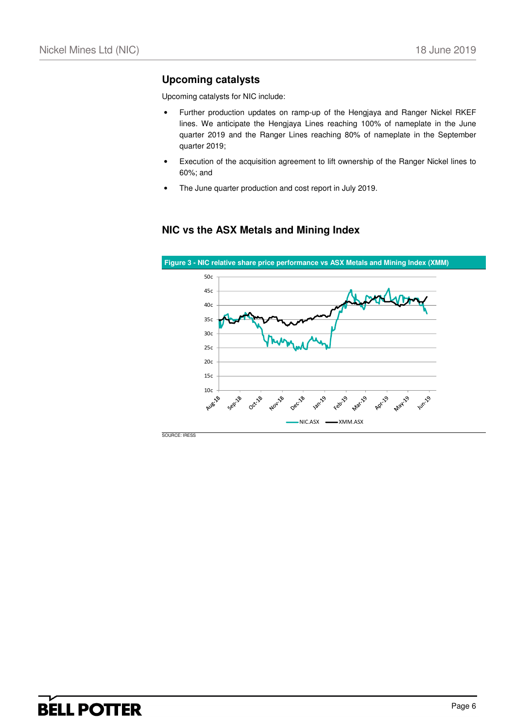## Upcoming catalysts

Upcoming catalysts for NIC include:

- Further production updates on ramp-up of the Hengjaya and Ranger Nickel RKEF lines. We anticipate the Hengjaya Lines reaching 100% of nameplate in the June quarter 2019 and the Ranger Lines reaching 80% of nameplate in the September quarter 2019;
- Execution of the acquisition agreement to lift ownership of the Ranger Nickel lines to 60%; and
- The June quarter production and cost report in July 2019.

## NIC vs the ASX Metals and Mining Index

**Figure 3 - NIC relative share price performance vs ASX Metals and Mining Index (XMM)**

SOURCE: IRESS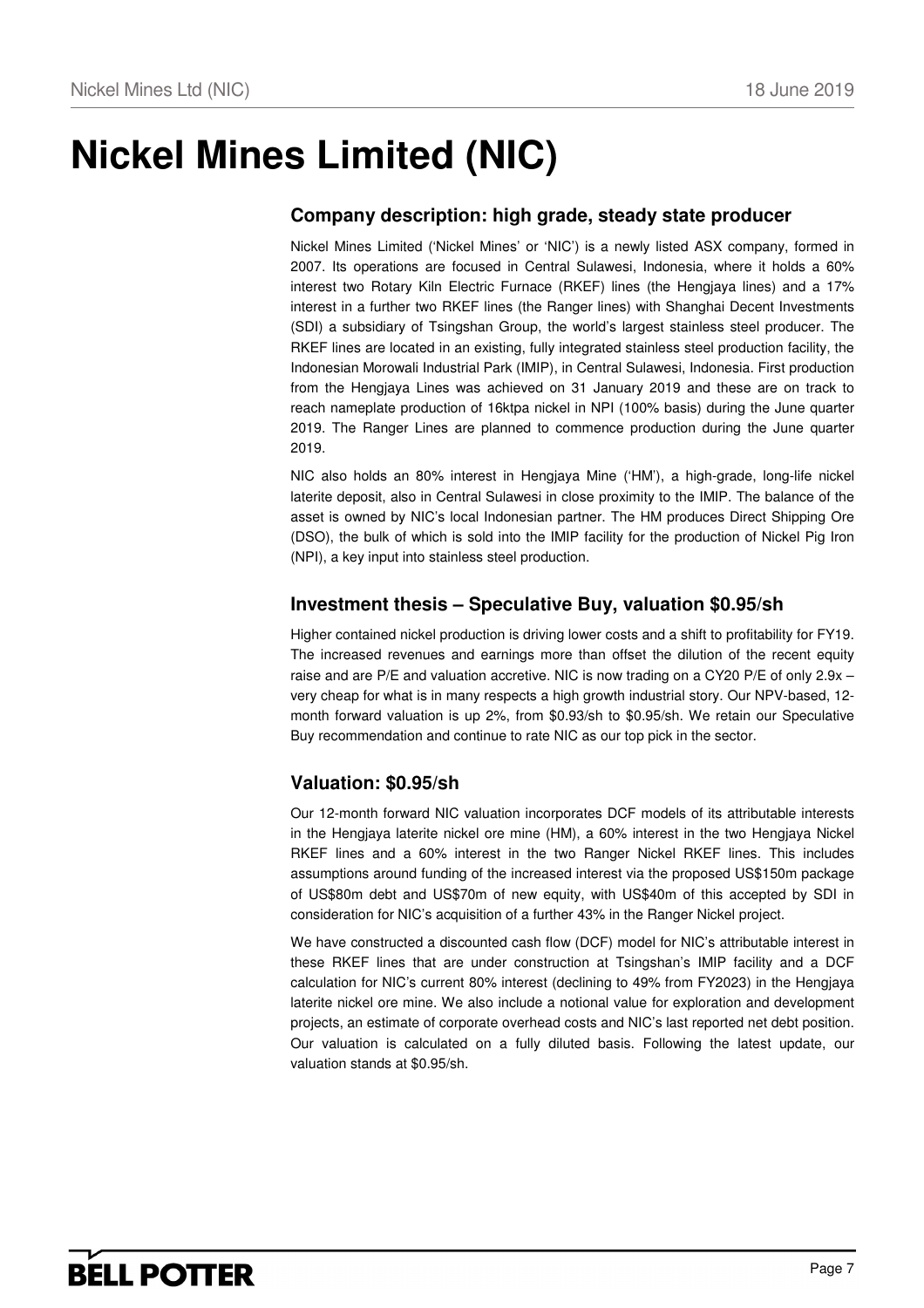# Nickel Mines Limited (NIC)

## Company description: high grade, steady state producer

Nickel Mines Limited ('Nickel Mines' or 'NIC') is a newly listed ASX company, formed in 2007. Its operations are focused in Central Sulawesi, Indonesia, where it holds a 60% interest two Rotary Kiln Electric Furnace (RKEF) lines (the Hengjaya lines) and a 17% interest in a further two RKEF lines (the Ranger lines) with Shanghai Decent Investments (SDI) a subsidiary of Tsingshan Group, the world's largest stainless steel producer. The RKEF lines are located in an existing, fully integrated stainless steel production facility, the Indonesian Morowali Industrial Park (IMIP), in Central Sulawesi, Indonesia. First production from the Hengjaya Lines was achieved on 31 January 2019 and these are on track to reach nameplate production of 16ktpa nickel in NPI (100% basis) during the June quarter 2019. The Ranger Lines are planned to commence production during the June quarter 2019.

NIC also holds an 80% interest in Hengjaya Mine ('HM'), a high-grade, long-life nickel laterite deposit, also in Central Sulawesi in close proximity to the IMIP. The balance of the asset is owned by NIC's local Indonesian partner. The HM produces Direct Shipping Ore (DSO), the bulk of which is sold into the IMIP facility for the production of Nickel Pig Iron (NPI), a key input into stainless steel production.

## Investment thesis – Speculative Buy, valuation $0.95/sh

Higher contained nickel production is driving lower costs and a shift to profitability for FY19. The increased revenues and earnings more than offset the dilution of the recent equity raise and are P/E and valuation accretive. NIC is now trading on a CY20 P/E of only 2.9x – very cheap for what is in many respects a high growth industrial story. Our NPV-based, 12-month forward valuation is up 2%, from $0.93/sh to $0.95/sh. We retain our Speculative Buy recommendation and continue to rate NIC as our top pick in the sector.

## Valuation: $0.95/sh

Our 12-month forward NIC valuation incorporates DCF models of its attributable interests in the Hengjaya laterite nickel ore mine (HM), a 60% interest in the two Hengjaya Nickel RKEF lines and a 60% interest in the two Ranger Nickel RKEF lines. This includes assumptions around funding of the increased interest via the proposed US$150m package of US$80m debt and US$70m of new equity, with US$40m of this accepted by SDI in consideration for NIC's acquisition of a further 43% in the Ranger Nickel project.

We have constructed a discounted cash flow (DCF) model for NIC's attributable interest in these RKEF lines that are under construction at Tsingshan's IMIP facility and a DCF calculation for NIC's current 80% interest (declining to 49% from FY2023) in the Hengjaya laterite nickel ore mine. We also include a notional value for exploration and development projects, an estimate of corporate overhead costs and NIC's last reported net debt position. Our valuation is calculated on a fully diluted basis. Following the latest update, our valuation stands at $0.95/sh.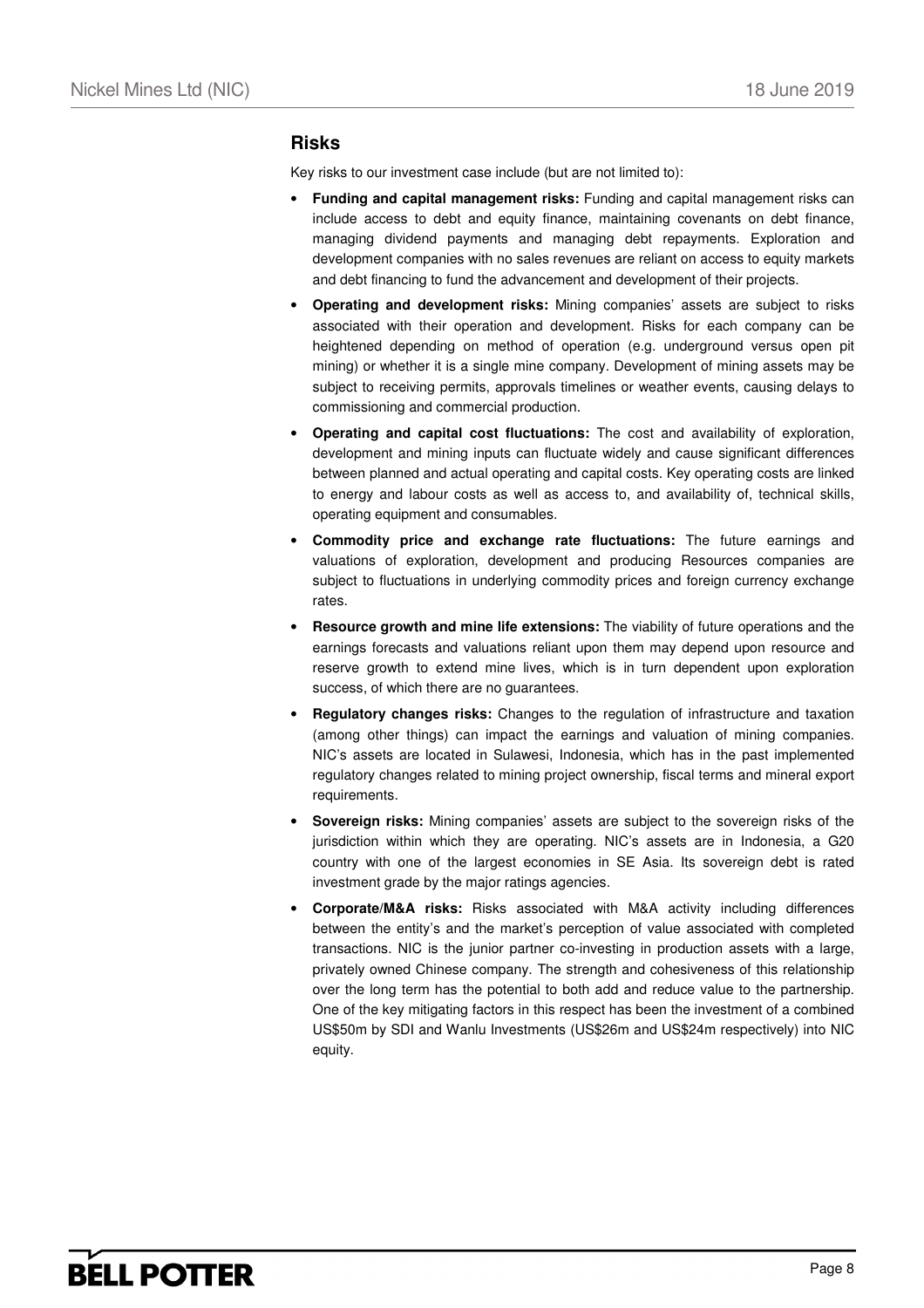## Risks

Key risks to our investment case include (but are not limited to):

- **Funding and capital management risks:** Funding and capital management risks can include access to debt and equity finance, maintaining covenants on debt finance, managing dividend payments and managing debt repayments. Exploration and development companies with no sales revenues are reliant on access to equity markets and debt financing to fund the advancement and development of their projects.
- **Operating and development risks:** Mining companies' assets are subject to risks associated with their operation and development. Risks for each company can be heightened depending on method of operation (e.g. underground versus open pit mining) or whether it is a single mine company. Development of mining assets may be subject to receiving permits, approvals timelines or weather events, causing delays to commissioning and commercial production.
- **Operating and capital cost fluctuations:** The cost and availability of exploration, development and mining inputs can fluctuate widely and cause significant differences between planned and actual operating and capital costs. Key operating costs are linked to energy and labour costs as well as access to, and availability of, technical skills, operating equipment and consumables.
- **Commodity price and exchange rate fluctuations:** The future earnings and valuations of exploration, development and producing Resources companies are subject to fluctuations in underlying commodity prices and foreign currency exchange rates.
- **Resource growth and mine life extensions:** The viability of future operations and the earnings forecasts and valuations reliant upon them may depend upon resource and reserve growth to extend mine lives, which is in turn dependent upon exploration success, of which there are no guarantees.
- **Regulatory changes risks:** Changes to the regulation of infrastructure and taxation (among other things) can impact the earnings and valuation of mining companies. NIC's assets are located in Sulawesi, Indonesia, which has in the past implemented regulatory changes related to mining project ownership, fiscal terms and mineral export requirements.
- **Sovereign risks:** Mining companies' assets are subject to the sovereign risks of the jurisdiction within which they are operating. NIC's assets are in Indonesia, a G20 country with one of the largest economies in SE Asia. Its sovereign debt is rated investment grade by the major ratings agencies.
- **Corporate/M&A risks:** Risks associated with M&A activity including differences between the entity's and the market's perception of value associated with completed transactions. NIC is the junior partner co-investing in production assets with a large, privately owned Chinese company. The strength and cohesiveness of this relationship over the long term has the potential to both add and reduce value to the partnership. One of the key mitigating factors in this respect has been the investment of a combined US$50m by SDI and Wanlu Investments (US$26m and US$24m respectively) into NIC equity.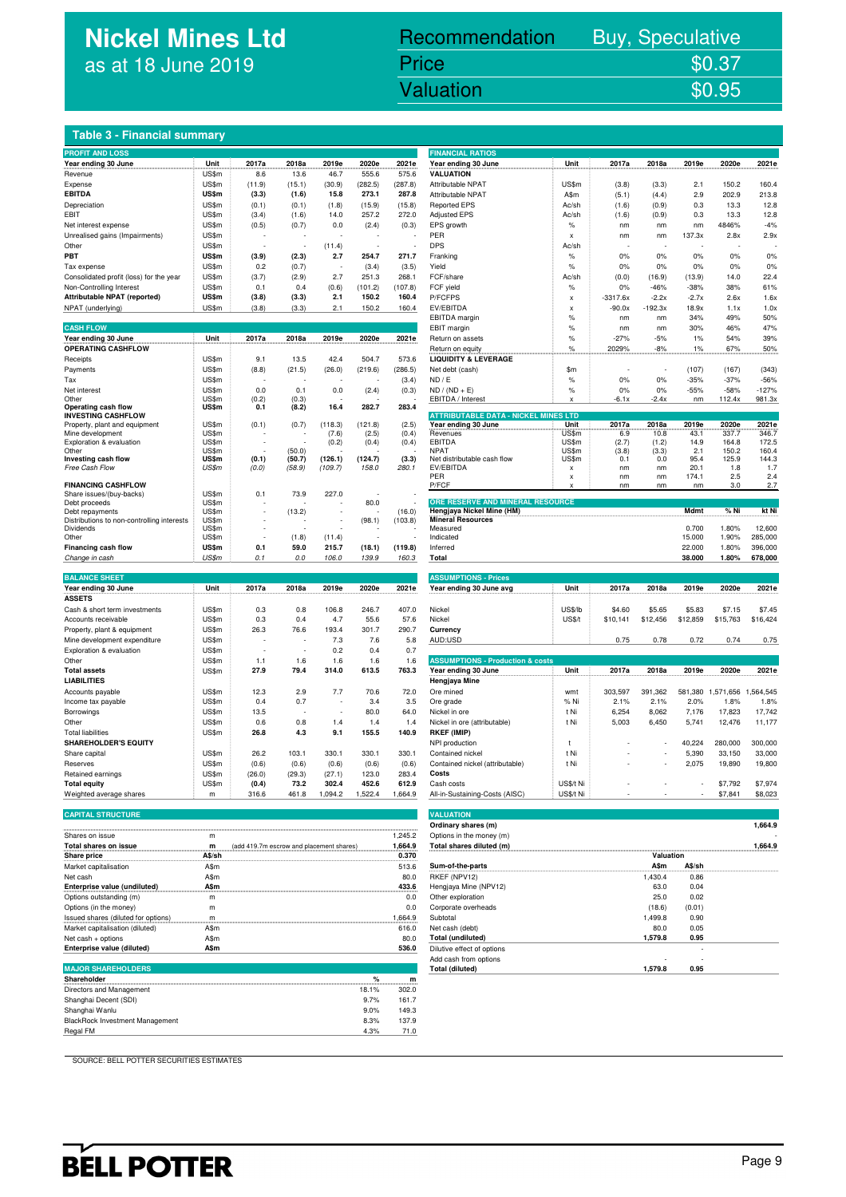# Nickel Mines Ltd
as at 18 June 2019

| Recommendation | Buy, Speculative |
|---|---|
| Price | $0.37 |
| Valuation | $0.95 |

## Table 3 - Financial summary

**PROFIT AND LOSS**

| Year ending 30 June | Unit | 2017a | 2018a | 2019e | 2020e | 2021e |
|---|---|---|---|---|---|---|
| Revenue | US$m | 8.6 | 13.6 | 46.7 | 555.6 | 575.6 |
| Expense | US$m | (11.9) | (15.1) | (30.9) | (282.5) | (287.8) |
| **EBITDA** | **US$m** | **(3.3)** | **(1.6)** | **15.8** | **273.1** | **287.8** |
| Depreciation | US$m | (0.1) | (0.1) | (1.8) | (15.9) | (15.8) |
| EBIT | US$m | (3.4) | (1.6) | 14.0 | 257.2 | 272.0 |
| Net interest expense | US$m | (0.5) | (0.7) | 0.0 | (2.4) | (0.3) |
| Unrealised gains (Impairments) | US$m | - | - | - | - | - |
| Other | US$m | - | - | (11.4) | - | - |
| **PBT** | **US$m** | **(3.9)** | **(2.3)** | **2.7** | **254.7** | **271.7** |
| Tax expense | US$m | 0.2 | (0.7) | - | (3.4) | (3.5) |
| Consolidated profit (loss) for the year | US$m | (3.7) | (2.9) | 2.7 | 251.3 | 268.1 |
| Non-Controlling Interest | US$m | 0.1 | 0.4 | (0.6) | (101.2) | (107.8) |
| **Attributable NPAT (reported)** | **US$m** | **(3.8)** | **(3.3)** | **2.1** | **150.2** | **160.4** |
| NPAT (underlying) | US$m | (3.8) | (3.3) | 2.1 | 150.2 | 160.4 |

**CASH FLOW**

| Year ending 30 June | Unit | 2017a | 2018a | 2019e | 2020e | 2021e |
|---|---|---|---|---|---|---|
| **OPERATING CASHFLOW** | | | | | | |
| Receipts | US$m | 9.1 | 13.5 | 42.4 | 504.7 | 573.6 |
| Payments | US$m | (8.8) | (21.5) | (26.0) | (219.6) | (286.5) |
| Tax | US$m | - | - | - | - | (3.4) |
| Net interest | US$m | 0.0 | 0.1 | 0.0 | (2.4) | (0.3) |
| Other | US$m | (0.2) | (0.3) | - | - | - |
| **Operating cash flow** | **US$m** | **0.1** | **(8.2)** | **16.4** | **282.7** | **283.4** |
| **INVESTING CASHFLOW** | | | | | | |
| Property, plant and equipment | US$m | (0.1) | (0.7) | (118.3) | (121.8) | (2.5) |
| Mine development | US$m | - | - | (7.6) | (2.5) | (0.4) |
| Exploration & evaluation | US$m | - | - | (0.2) | (0.4) | (0.4) |
| Other | US$m | - | (50.0) | - | - | - |
| **Investing cash flow** | **US$m** | **(0.1)** | **(50.7)** | **(126.1)** | **(124.7)** | **(3.3)** |
| *Free Cash Flow* | *US$m* | *(0.0)* | *(58.9)* | *(109.7)* | *158.0* | *280.1* |
| **FINANCING CASHFLOW** | | | | | | |
| Share issues/(buy-backs) | US$m | 0.1 | 73.9 | 227.0 | - | - |
| Debt proceeds | US$m | - | - | - | 80.0 | - |
| Debt repayments | US$m | - | (13.2) | - | - | (16.0) |
| Distributions to non-controlling interests | US$m | - | - | - | (98.1) | (103.8) |
| Dividends | US$m | - | - | - | - | - |
| Other | US$m | - | (1.8) | (11.4) | - | - |
| **Financing cash flow** | **US$m** | **0.1** | **59.0** | **215.7** | **(18.1)** | **(119.8)** |
| *Change in cash* | *US$m* | *0.1* | *0.0* | *106.0* | *139.9* | *160.3* |

**BALANCE SHEET**

| Year ending 30 June | Unit | 2017a | 2018a | 2019e | 2020e | 2021e |
|---|---|---|---|---|---|---|
| **ASSETS** | | | | | | |
| Cash & short term investments | US$m | 0.3 | 0.8 | 106.8 | 246.7 | 407.0 |
| Accounts receivable | US$m | 0.3 | 0.4 | 4.7 | 55.6 | 57.6 |
| Property, plant & equipment | US$m | 26.3 | 76.6 | 193.4 | 301.7 | 290.7 |
| Mine development expenditure | US$m | - | - | 7.3 | 7.6 | 5.8 |
| Exploration & evaluation | US$m | - | - | 0.2 | 0.4 | 0.7 |
| Other | US$m | 1.1 | 1.6 | 1.6 | 1.6 | 1.6 |
| **Total assets** | US$m | **27.9** | **79.4** | **314.0** | **613.5** | **763.3** |
| **LIABILITIES** | | | | | | |
| Accounts payable | US$m | 12.3 | 2.9 | 7.7 | 70.6 | 72.0 |
| Income tax payable | US$m | 0.4 | 0.7 | - | 3.4 | 3.5 |
| Borrowings | US$m | 13.5 | - | - | 80.0 | 64.0 |
| Other | US$m | 0.6 | 0.8 | 1.4 | 1.4 | 1.4 |
| Total liabilities | US$m | **26.8** | **4.3** | **9.1** | **155.5** | **140.9** |
| **SHAREHOLDER'S EQUITY** | | | | | | |
| Share capital | US$m | 26.2 | 103.1 | 330.1 | 330.1 | 330.1 |
| Reserves | US$m | (0.6) | (0.6) | (0.6) | (0.6) | (0.6) |
| Retained earnings | US$m | (26.0) | (29.3) | (27.1) | 123.0 | 283.4 |
| **Total equity** | **US$m** | **(0.4)** | **73.2** | **302.4** | **452.6** | **612.9** |
| Weighted average shares | m | 316.6 | 461.8 | 1,094.2 | 1,522.4 | 1,664.9 |

**CAPITAL STRUCTURE**

| | Unit | | |
|---|---|---|---|
| Shares on issue | m | | 1,245.2 |
| **Total shares on issue** | **m** | (add 419.7m escrow and placement shares) | **1,664.9** |
| **Share price** | **A$/sh** | | **0.370** |
| Market capitalisation | A$m | | 513.6 |
| Net cash | A$m | | 80.0 |
| **Enterprise value (undiluted)** | **A$m** | | **433.6** |
| Options outstanding (m) | m | | 0.0 |
| Options (in the money) | m | | 0.0 |
| Issued shares (diluted for options) | m | | 1,664.9 |
| Market capitalisation (diluted) | A$m | | 616.0 |
| Net cash + options | A$m | | 80.0 |
| **Enterprise value (diluted)** | **A$m** | | **536.0** |

**MAJOR SHAREHOLDERS**

| Shareholder | % | m |
|---|---|---|
| Directors and Management | 18.1% | 302.0 |
| Shanghai Decent (SDI) | 9.7% | 161.7 |
| Shanghai Wanlu | 9.0% | 149.3 |
| BlackRock Investment Management | 8.3% | 137.9 |
| Regal FM | 4.3% | 71.0 |

**FINANCIAL RATIOS**

| Year ending 30 June | Unit | 2017a | 2018a | 2019e | 2020e | 2021e |
|---|---|---|---|---|---|---|
| **VALUATION** | | | | | | |
| Attributable NPAT | US$m | (3.8) | (3.3) | 2.1 | 150.2 | 160.4 |
| Attributable NPAT | A$m | (5.1) | (4.4) | 2.9 | 202.9 | 213.8 |
| Reported EPS | Ac/sh | (1.6) | (0.9) | 0.3 | 13.3 | 12.8 |
| Adjusted EPS | Ac/sh | (1.6) | (0.9) | 0.3 | 13.3 | 12.8 |
| EPS growth | % | nm | nm | nm | 4846% | -4% |
| PER | x | nm | nm | 137.3x | 2.8x | 2.9x |
| DPS | Ac/sh | - | - | - | - | - |
| Franking | % | 0% | 0% | 0% | 0% | 0% |
| Yield | % | 0% | 0% | 0% | 0% | 0% |
| FCF/share | Ac/sh | (0.0) | (16.9) | (13.9) | 14.0 | 22.4 |
| FCF yield | % | 0% | -46% | -38% | 38% | 61% |
| P/FCFPS | x | -3317.6x | -2.2x | -2.7x | 2.6x | 1.6x |
| EV/EBITDA | x | -90.0x | -192.3x | 18.9x | 1.1x | 1.0x |
| EBITDA margin | % | nm | nm | 34% | 49% | 50% |
| EBIT margin | % | nm | nm | 30% | 46% | 47% |
| Return on assets | % | -27% | -5% | 1% | 54% | 39% |
| Return on equity | % | 2029% | -8% | 1% | 67% | 50% |
| **LIQUIDITY & LEVERAGE** | | | | | | |
| Net debt (cash) | $m | - | - | (107) | (167) | (343) |
| ND / E | % | 0% | 0% | -35% | -37% | -56% |
| ND / (ND + E) | % | 0% | 0% | -55% | -58% | -127% |
| EBITDA / Interest | x | -6.1x | -2.4x | nm | 112.4x | 981.3x |

**ATTRIBUTABLE DATA - NICKEL MINES LTD**

| Year ending 30 June | Unit | 2017a | 2018a | 2019e | 2020e | 2021e |
|---|---|---|---|---|---|---|
| Revenues | US$m | 6.9 | 10.8 | 43.1 | 337.7 | 346.7 |
| EBITDA | US$m | (2.7) | (1.2) | 14.9 | 164.8 | 172.5 |
| NPAT | US$m | (3.8) | (3.3) | 2.1 | 150.2 | 160.4 |
| Net distributable cash flow | US$m | 0.1 | 0.0 | 95.4 | 125.9 | 144.3 |
| EV/EBITDA | x | nm | nm | 20.1 | 1.8 | 1.7 |
| PER | x | nm | nm | 174.1 | 2.5 | 2.4 |
| P/FCF | x | nm | nm | nm | 3.0 | 2.7 |

**ORE RESERVE AND MINERAL RESOURCE**

| Hengjaya Nickel Mine (HM) | Mdmt | % Ni | kt Ni |
|---|---|---|---|
| **Mineral Resources** | | | |
| Measured | 0.700 | 1.80% | 12,600 |
| Indicated | 15.000 | 1.90% | 285,000 |
| Inferred | 22.000 | 1.80% | 396,000 |
| **Total** | **38.000** | **1.80%** | **678,000** |

**ASSUMPTIONS - Prices**

| Year ending 30 June avg | Unit | 2017a | 2018a | 2019e | 2020e | 2021e |
|---|---|---|---|---|---|---|
| Nickel | US$/lb | $4.60 | $5.65 | $5.83 | $7.15 | $7.45 |
| Nickel | US$/t | $10,141 | $12,456 | $12,859 | $15,763 | $16,424 |
| **Currency** | | | | | | |
| AUD:USD | | 0.75 | 0.78 | 0.72 | 0.74 | 0.75 |

**ASSUMPTIONS - Production & costs**

| Year ending 30 June | Unit | 2017a | 2018a | 2019e | 2020e | 2021e |
|---|---|---|---|---|---|---|
| **Hengjaya Mine** | | | | | | |
| Ore mined | wmt | 303,597 | 391,362 | 581,380 | 1,571,656 | 1,564,545 |
| Ore grade | % Ni | 2.1% | 2.1% | 2.0% | 1.8% | 1.8% |
| Nickel in ore | t Ni | 6,254 | 8,062 | 7,176 | 17,823 | 17,742 |
| Nickel in ore (attributable) | t Ni | 5,003 | 6,450 | 5,741 | 12,476 | 11,177 |
| **RKEF (IMIP)** | | | | | | |
| NPI production | t | - | - | 40,224 | 280,000 | 300,000 |
| Contained nickel | t Ni | - | - | 5,390 | 33,150 | 33,000 |
| Contained nickel (attributable) | t Ni | - | - | 2,075 | 19,890 | 19,800 |
| **Costs** | | | | | | |
| Cash costs | US$/t Ni | - | - | - | $7,792 | $7,974 |
| All-in-Sustaining-Costs (AISC) | US$/t Ni | - | - | - | $7,841 | $8,023 |

**VALUATION**

| | | |
|---|---|---|
| Ordinary shares (m) | | 1,664.9 |
| Options in the money (m) | | - |
| **Total shares diluted (m)** | | **1,664.9** |

| | Valuation | |
|---|---|---|
| **Sum-of-the-parts** | **A$m** | **A$/sh** |
| RKEF (NPV12) | 1,430.4 | 0.86 |
| Hengjaya Mine (NPV12) | 63.0 | 0.04 |
| Other exploration | 25.0 | 0.02 |
| Corporate overheads | (18.6) | (0.01) |
| Subtotal | 1,499.8 | 0.90 |
| Net cash (debt) | 80.0 | 0.05 |
| **Total (undiluted)** | **1,579.8** | **0.95** |
| Dilutive effect of options | | - |
| Add cash from options | - | - |
| **Total (diluted)** | **1,579.8** | **0.95** |

SOURCE: BELL POTTER SECURITIES ESTIMATES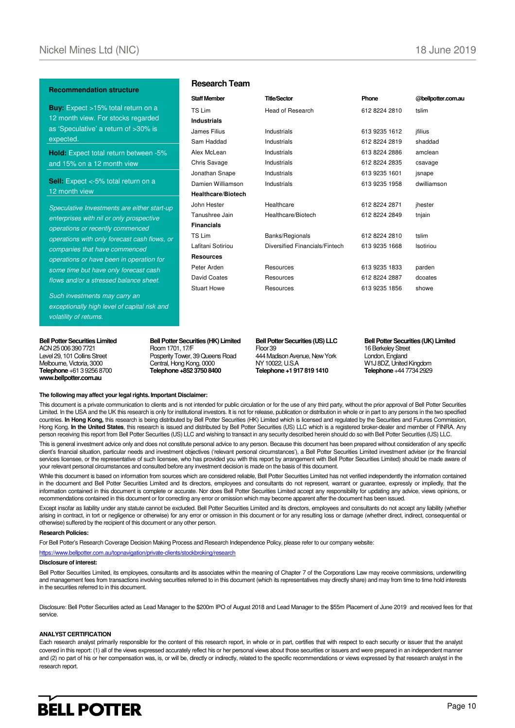## Recommendation structure

**Buy:** Expect >15% total return on a 12 month view. For stocks regarded as 'Speculative' a return of >30% is expected.

**Hold:** Expect total return between -5% and 15% on a 12 month view

**Sell:** Expect <-5% total return on a 12 month view

*Speculative Investments are either start-up enterprises with nil or only prospective operations or recently commenced operations with only forecast cash flows, or companies that have commenced operations or have been in operation for some time but have only forecast cash flows and/or a stressed balance sheet.*

*Such investments may carry an exceptionally high level of capital risk and volatility of returns.*

## Research Team

| Staff Member | Title/Sector | Phone | @bellpotter.com.au |
|---|---|---|---|
| TS Lim | Head of Research | 612 8224 2810 | tslim |
| **Industrials** | | | |
| James Filius | Industrials | 613 9235 1612 | jfilius |
| Sam Haddad | Industrials | 612 8224 2819 | shaddad |
| Alex McLean | Industrials | 612 8224 2886 | amclean |
| Chris Savage | Industrials | 612 8224 2835 | csavage |
| Jonathan Snape | Industrials | 613 9235 1601 | jsnape |
| Damien Williamson | Industrials | 613 9235 1958 | dwilliamson |
| **Healthcare/Biotech** | | | |
| John Hester | Healthcare | 612 8224 2871 | jhester |
| Tanushree Jain | Healthcare/Biotech | 612 8224 2849 | tnjain |
| **Financials** | | | |
| TS Lim | Banks/Regionals | 612 8224 2810 | tslim |
| Lafitani Sotiriou | Diversified Financials/Fintech | 613 9235 1668 | lsotiriou |
| **Resources** | | | |
| Peter Arden | Resources | 613 9235 1833 | parden |
| David Coates | Resources | 612 8224 2887 | dcoates |
| Stuart Howe | Resources | 613 9235 1856 | showe |

**Bell Potter Securities Limited**
ACN 25 006 390 7721
Level 29, 101 Collins Street
Melbourne, Victoria, 3000
**Telephone** +61 3 9256 8700
**www.bellpotter.com.au**

**Bell Potter Securities (HK) Limited**
Room 1701, 17/F
Posperity Tower, 39 Queens Road
Central, Hong Kong, 0000
**Telephone +852 3750 8400**

**Bell Potter Securities (US) LLC**
Floor 39
444 Madison Avenue, New York
NY 10022, U.S.A
**Telephone +1 917 819 1410**

**Bell Potter Securities (UK) Limited**
16 Berkeley Street
London, England
W1J 8DZ, United Kingdom
**Telephone** +44 7734 2929

**The following may affect your legal rights. Important Disclaimer:**

This document is a private communication to clients and is not intended for public circulation or for the use of any third party, without the prior approval of Bell Potter Securities Limited. In the USA and the UK this research is only for institutional investors. It is not for release, publication or distribution in whole or in part to any persons in the two specified countries. **In Hong Kong,** this research is being distributed by Bell Potter Securities (HK) Limited which is licensed and regulated by the Securities and Futures Commission, Hong Kong. **In the United States**, this research is issued and distributed by Bell Potter Securities (US) LLC which is a registered broker-dealer and member of FINRA. Any person receiving this report from Bell Potter Securities (US) LLC and wishing to transact in any security described herein should do so with Bell Potter Securities (US) LLC.

This is general investment advice only and does not constitute personal advice to any person. Because this document has been prepared without consideration of any specific client's financial situation, particular needs and investment objectives ('relevant personal circumstances'), a Bell Potter Securities Limited investment adviser (or the financial services licensee, or the representative of such licensee, who has provided you with this report by arrangement with Bell Potter Securities Limited) should be made aware of your relevant personal circumstances and consulted before any investment decision is made on the basis of this document.

While this document is based on information from sources which are considered reliable, Bell Potter Securities Limited has not verified independently the information contained in the document and Bell Potter Securities Limited and its directors, employees and consultants do not represent, warrant or guarantee, expressly or impliedly, that the information contained in this document is complete or accurate. Nor does Bell Potter Securities Limited accept any responsibility for updating any advice, views opinions, or recommendations contained in this document or for correcting any error or omission which may become apparent after the document has been issued.

Except insofar as liability under any statute cannot be excluded. Bell Potter Securities Limited and its directors, employees and consultants do not accept any liability (whether arising in contract, in tort or negligence or otherwise) for any error or omission in this document or for any resulting loss or damage (whether direct, indirect, consequential or otherwise) suffered by the recipient of this document or any other person.

**Research Policies:**

For Bell Potter's Research Coverage Decision Making Process and Research Independence Policy, please refer to our company website:

https://www.bellpotter.com.au/topnavigation/private-clients/stockbroking/research

**Disclosure of interest:**

Bell Potter Securities Limited, its employees, consultants and its associates within the meaning of Chapter 7 of the Corporations Law may receive commissions, underwriting and management fees from transactions involving securities referred to in this document (which its representatives may directly share) and may from time to time hold interests in the securities referred to in this document.

Disclosure: Bell Potter Securities acted as Lead Manager to the $200m IPO of August 2018 and Lead Manager to the $55m Placement of June 2019 and received fees for that service.

**ANALYST CERTIFICATION**

Each research analyst primarily responsible for the content of this research report, in whole or in part, certifies that with respect to each security or issuer that the analyst covered in this report: (1) all of the views expressed accurately reflect his or her personal views about those securities or issuers and were prepared in an independent manner and (2) no part of his or her compensation was, is, or will be, directly or indirectly, related to the specific recommendations or views expressed by that research analyst in the research report.